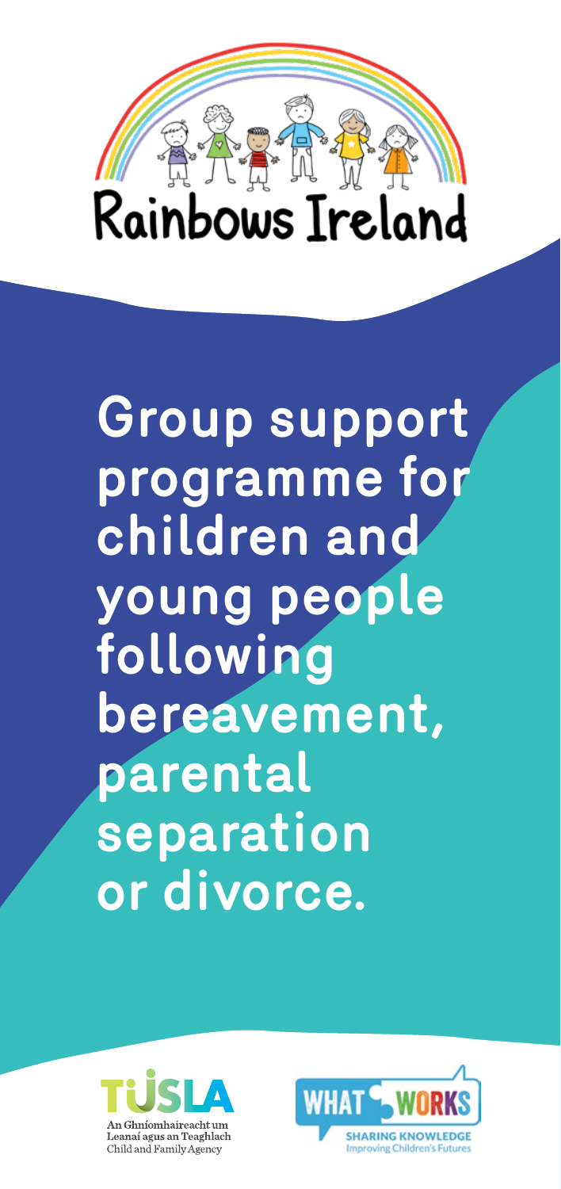# Rainbows Ireland

## Group support programme for children and young people following bereavement, parental separation or divorce.

TUSLA
An Ghníomhaireacht um Leanaí agus an Teaghlach
Child and Family Agency

WHAT WORKS
SHARING KNOWLEDGE
Improving Children's Futures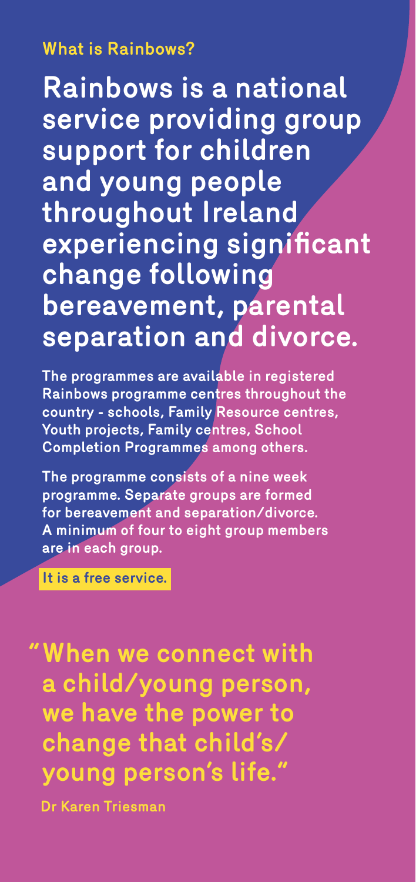### What is Rainbows?

## Rainbows is a national service providing group support for children and young people throughout Ireland experiencing significant change following bereavement, parental separation and divorce.

**The programmes are available in registered Rainbows programme centres throughout the country - schools, Family Resource centres, Youth projects, Family centres, School Completion Programmes among others.**

**The programme consists of a nine week programme. Separate groups are formed for bereavement and separation/divorce. A minimum of four to eight group members are in each group.**

**It is a free service.**

> **"When we connect with a child/young person, we have the power to change that child's/young person's life."**
>
> **Dr Karen Triesman**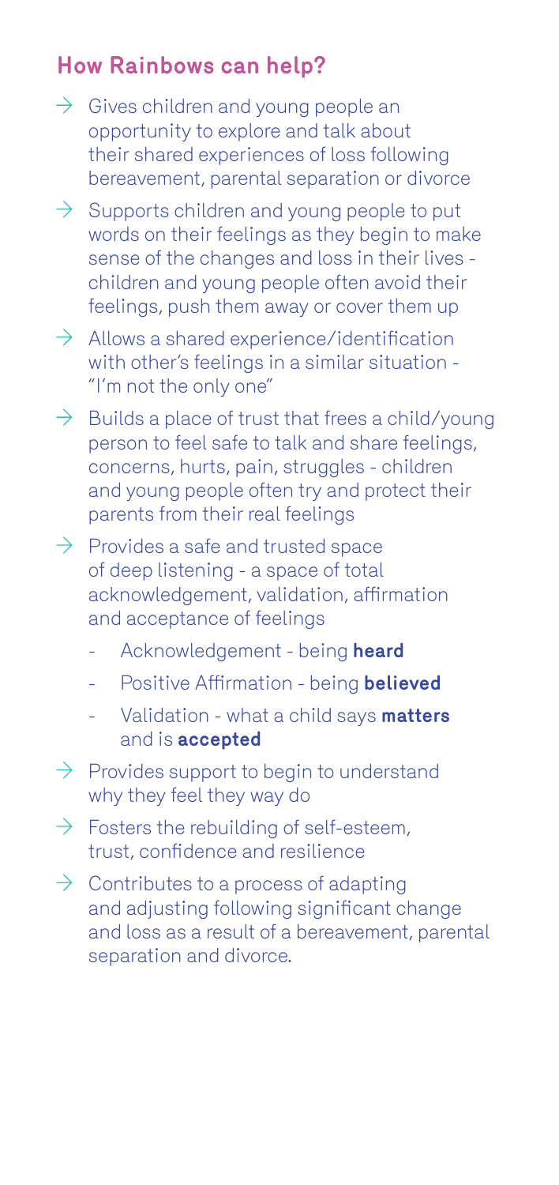## How Rainbows can help?

- Gives children and young people an opportunity to explore and talk about their shared experiences of loss following bereavement, parental separation or divorce
- Supports children and young people to put words on their feelings as they begin to make sense of the changes and loss in their lives - children and young people often avoid their feelings, push them away or cover them up
- Allows a shared experience/identification with other's feelings in a similar situation - "I'm not the only one"
- Builds a place of trust that frees a child/young person to feel safe to talk and share feelings, concerns, hurts, pain, struggles - children and young people often try and protect their parents from their real feelings
- Provides a safe and trusted space of deep listening - a space of total acknowledgement, validation, affirmation and acceptance of feelings
  - Acknowledgement - being **heard**
  - Positive Affirmation - being **believed**
  - Validation - what a child says **matters** and is **accepted**
- Provides support to begin to understand why they feel they way do
- Fosters the rebuilding of self-esteem, trust, confidence and resilience
- Contributes to a process of adapting and adjusting following significant change and loss as a result of a bereavement, parental separation and divorce.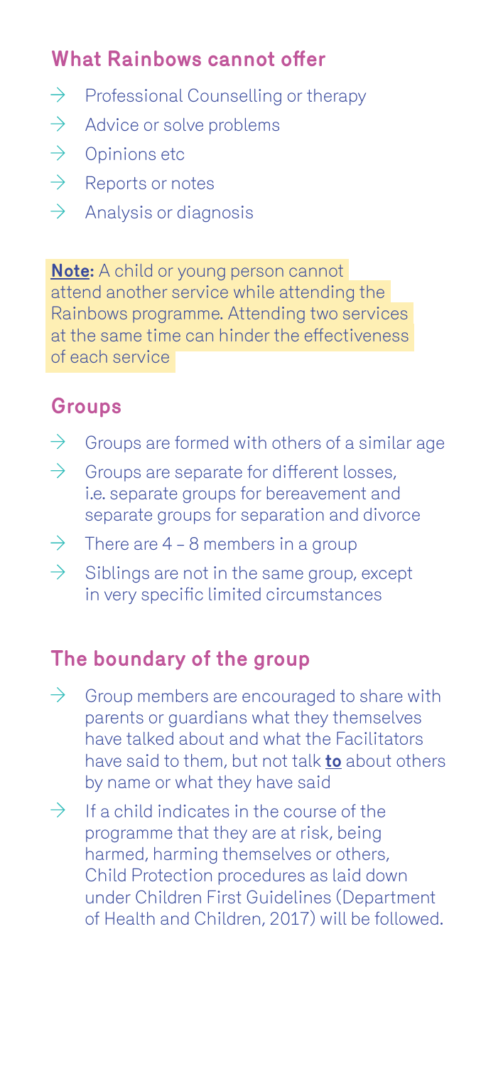## What Rainbows cannot offer

- Professional Counselling or therapy
- Advice or solve problems
- Opinions etc
- Reports or notes
- Analysis or diagnosis

**Note:** A child or young person cannot attend another service while attending the Rainbows programme. Attending two services at the same time can hinder the effectiveness of each service

## Groups

- Groups are formed with others of a similar age
- Groups are separate for different losses, i.e. separate groups for bereavement and separate groups for separation and divorce
- There are 4 – 8 members in a group
- Siblings are not in the same group, except in very specific limited circumstances

## The boundary of the group

- Group members are encouraged to share with parents or guardians what they themselves have talked about and what the Facilitators have said to them, but not talk **to** about others by name or what they have said
- If a child indicates in the course of the programme that they are at risk, being harmed, harming themselves or others, Child Protection procedures as laid down under Children First Guidelines (Department of Health and Children, 2017) will be followed.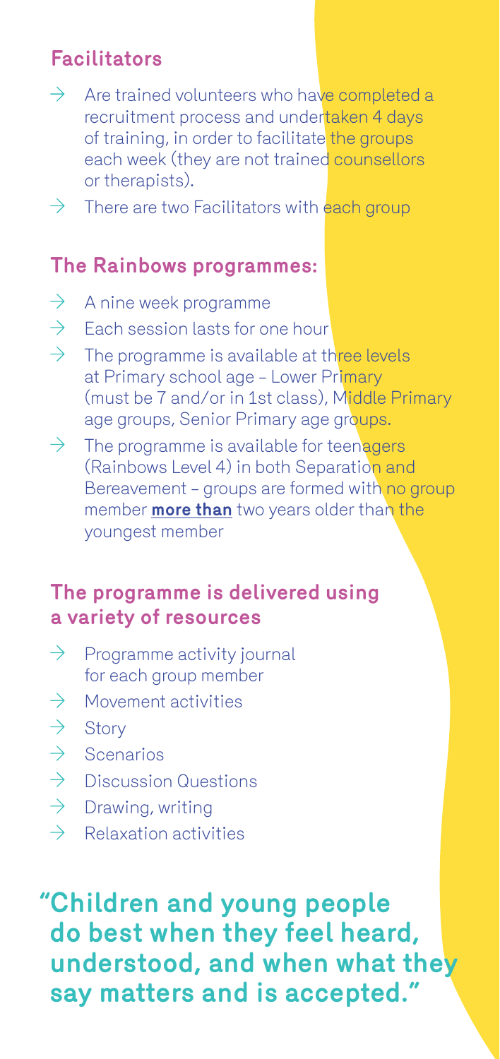## Facilitators

- → Are trained volunteers who have completed a recruitment process and undertaken 4 days of training, in order to facilitate the groups each week (they are not trained counsellors or therapists).
- → There are two Facilitators with each group

## The Rainbows programmes:

- → A nine week programme
- → Each session lasts for one hour
- → The programme is available at three levels at Primary school age – Lower Primary (must be 7 and/or in 1st class), Middle Primary age groups, Senior Primary age groups.
- → The programme is available for teenagers (Rainbows Level 4) in both Separation and Bereavement – groups are formed with no group member **more than** two years older than the youngest member

## The programme is delivered using a variety of resources

- → Programme activity journal for each group member
- → Movement activities
- → Story
- → Scenarios
- → Discussion Questions
- → Drawing, writing
- → Relaxation activities

**"Children and young people do best when they feel heard, understood, and when what they say matters and is accepted."**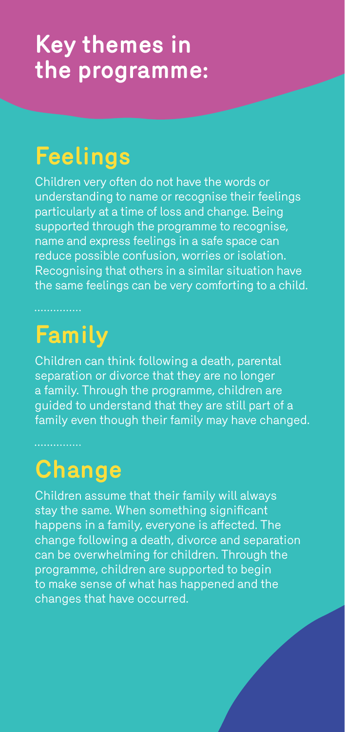# Key themes in the programme:

## Feelings

Children very often do not have the words or understanding to name or recognise their feelings particularly at a time of loss and change. Being supported through the programme to recognise, name and express feelings in a safe space can reduce possible confusion, worries or isolation. Recognising that others in a similar situation have the same feelings can be very comforting to a child.

## Family

Children can think following a death, parental separation or divorce that they are no longer a family. Through the programme, children are guided to understand that they are still part of a family even though their family may have changed.

## Change

Children assume that their family will always stay the same. When something significant happens in a family, everyone is affected. The change following a death, divorce and separation can be overwhelming for children. Through the programme, children are supported to begin to make sense of what has happened and the changes that have occurred.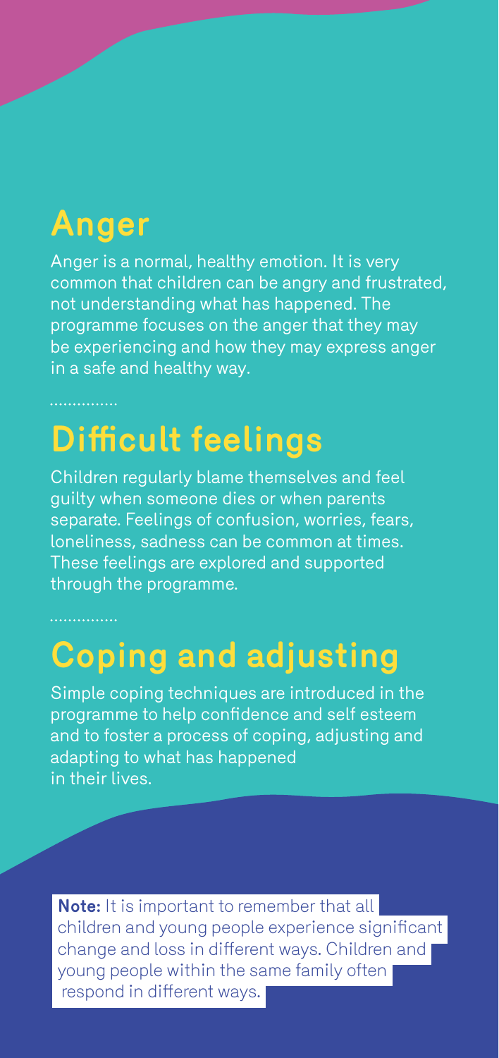## Anger

Anger is a normal, healthy emotion. It is very common that children can be angry and frustrated, not understanding what has happened. The programme focuses on the anger that they may be experiencing and how they may express anger in a safe and healthy way.

## Difficult feelings

Children regularly blame themselves and feel guilty when someone dies or when parents separate. Feelings of confusion, worries, fears, loneliness, sadness can be common at times. These feelings are explored and supported through the programme.

## Coping and adjusting

Simple coping techniques are introduced in the programme to help confidence and self esteem and to foster a process of coping, adjusting and adapting to what has happened in their lives.

**Note:** It is important to remember that all children and young people experience significant change and loss in different ways. Children and young people within the same family often respond in different ways.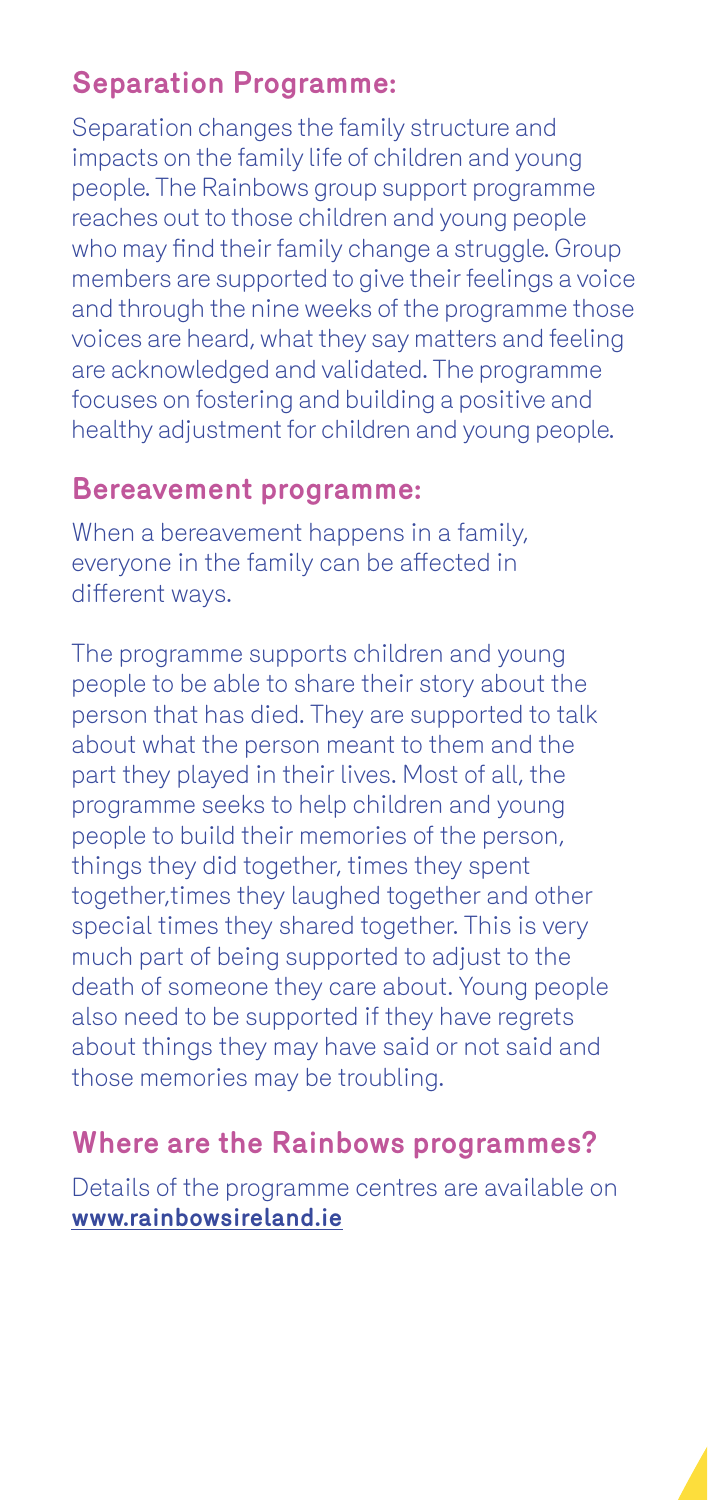## Separation Programme:

Separation changes the family structure and impacts on the family life of children and young people. The Rainbows group support programme reaches out to those children and young people who may find their family change a struggle. Group members are supported to give their feelings a voice and through the nine weeks of the programme those voices are heard, what they say matters and feeling are acknowledged and validated. The programme focuses on fostering and building a positive and healthy adjustment for children and young people.

## Bereavement programme:

When a bereavement happens in a family, everyone in the family can be affected in different ways.

The programme supports children and young people to be able to share their story about the person that has died. They are supported to talk about what the person meant to them and the part they played in their lives. Most of all, the programme seeks to help children and young people to build their memories of the person, things they did together, times they spent together,times they laughed together and other special times they shared together. This is very much part of being supported to adjust to the death of someone they care about. Young people also need to be supported if they have regrets about things they may have said or not said and those memories may be troubling.

## Where are the Rainbows programmes?

Details of the programme centres are available on **www.rainbowsireland.ie**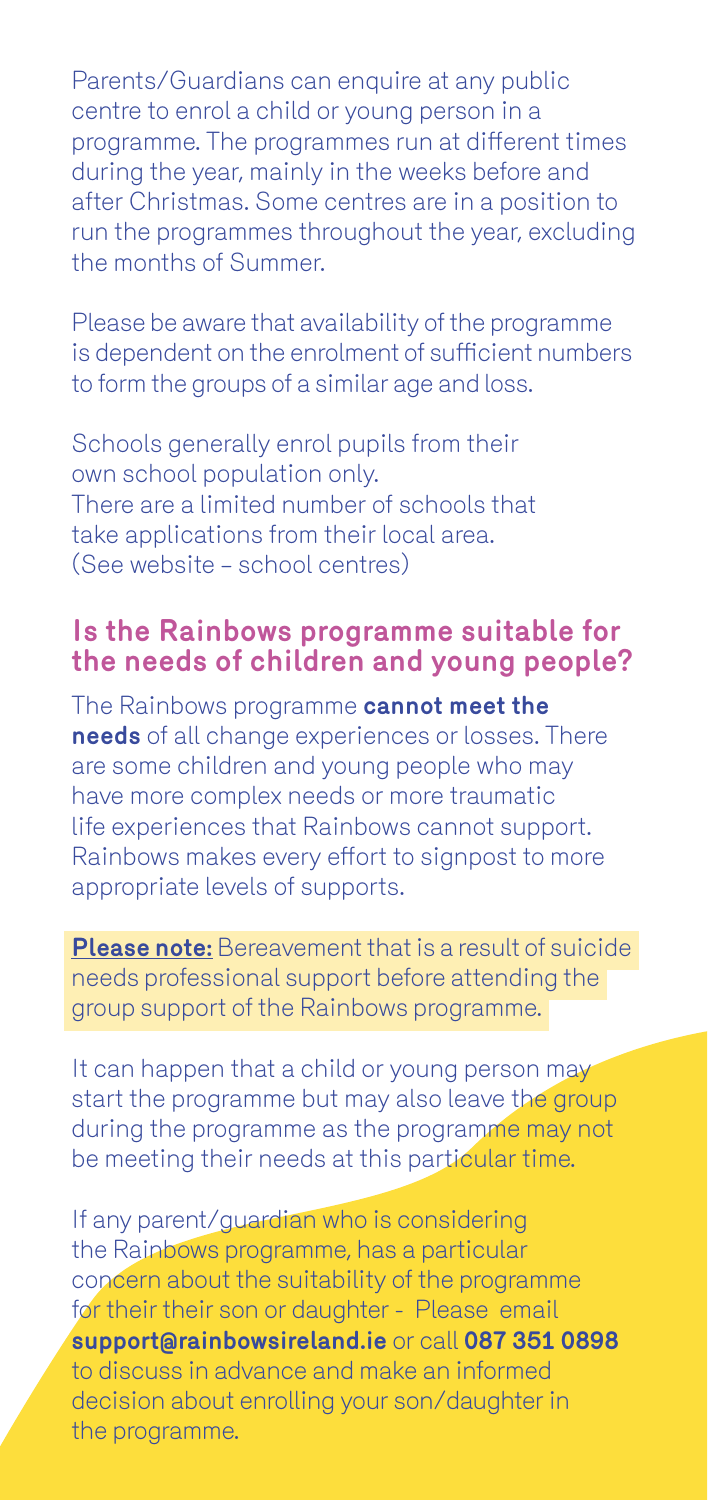Parents/Guardians can enquire at any public centre to enrol a child or young person in a programme. The programmes run at different times during the year, mainly in the weeks before and after Christmas. Some centres are in a position to run the programmes throughout the year, excluding the months of Summer.

Please be aware that availability of the programme is dependent on the enrolment of sufficient numbers to form the groups of a similar age and loss.

Schools generally enrol pupils from their own school population only.
There are a limited number of schools that take applications from their local area.
(See website – school centres)

## Is the Rainbows programme suitable for the needs of children and young people?

The Rainbows programme **cannot meet the needs** of all change experiences or losses. There are some children and young people who may have more complex needs or more traumatic life experiences that Rainbows cannot support. Rainbows makes every effort to signpost to more appropriate levels of supports.

**Please note:** Bereavement that is a result of suicide needs professional support before attending the group support of the Rainbows programme.

It can happen that a child or young person may start the programme but may also leave the group during the programme as the programme may not be meeting their needs at this particular time.

If any parent/guardian who is considering the Rainbows programme, has a particular concern about the suitability of the programme for their their son or daughter - Please email **support@rainbowsireland.ie** or call **087 351 0898** to discuss in advance and make an informed decision about enrolling your son/daughter in the programme.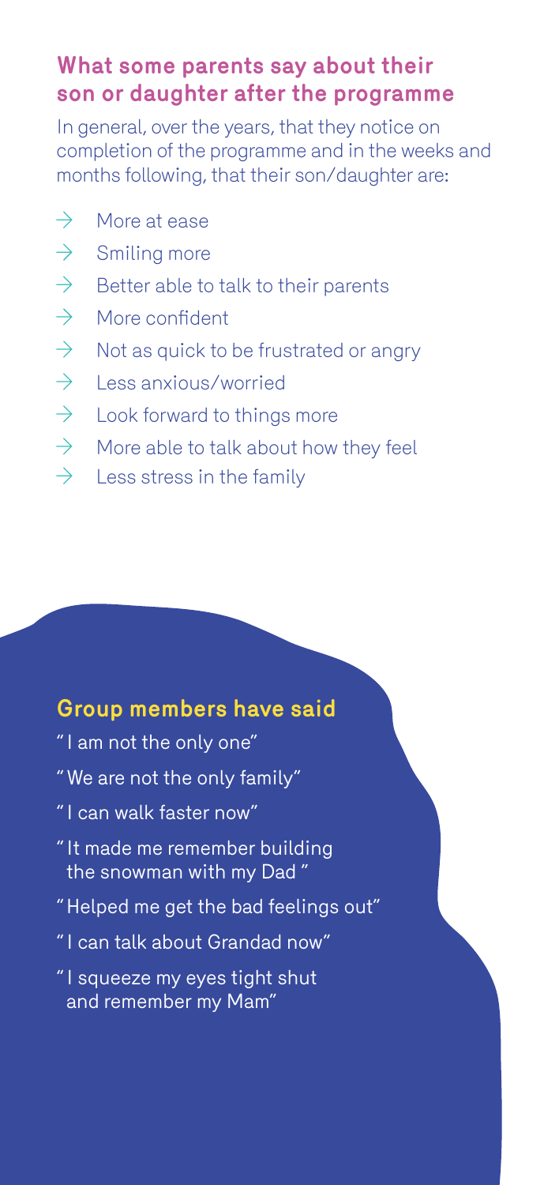## What some parents say about their son or daughter after the programme

In general, over the years, that they notice on completion of the programme and in the weeks and months following, that their son/daughter are:

- More at ease
- Smiling more
- Better able to talk to their parents
- More confident
- Not as quick to be frustrated or angry
- Less anxious/worried
- Look forward to things more
- More able to talk about how they feel
- Less stress in the family

## Group members have said

"I am not the only one"

"We are not the only family"

"I can walk faster now"

"It made me remember building the snowman with my Dad"

"Helped me get the bad feelings out"

"I can talk about Grandad now"

"I squeeze my eyes tight shut and remember my Mam"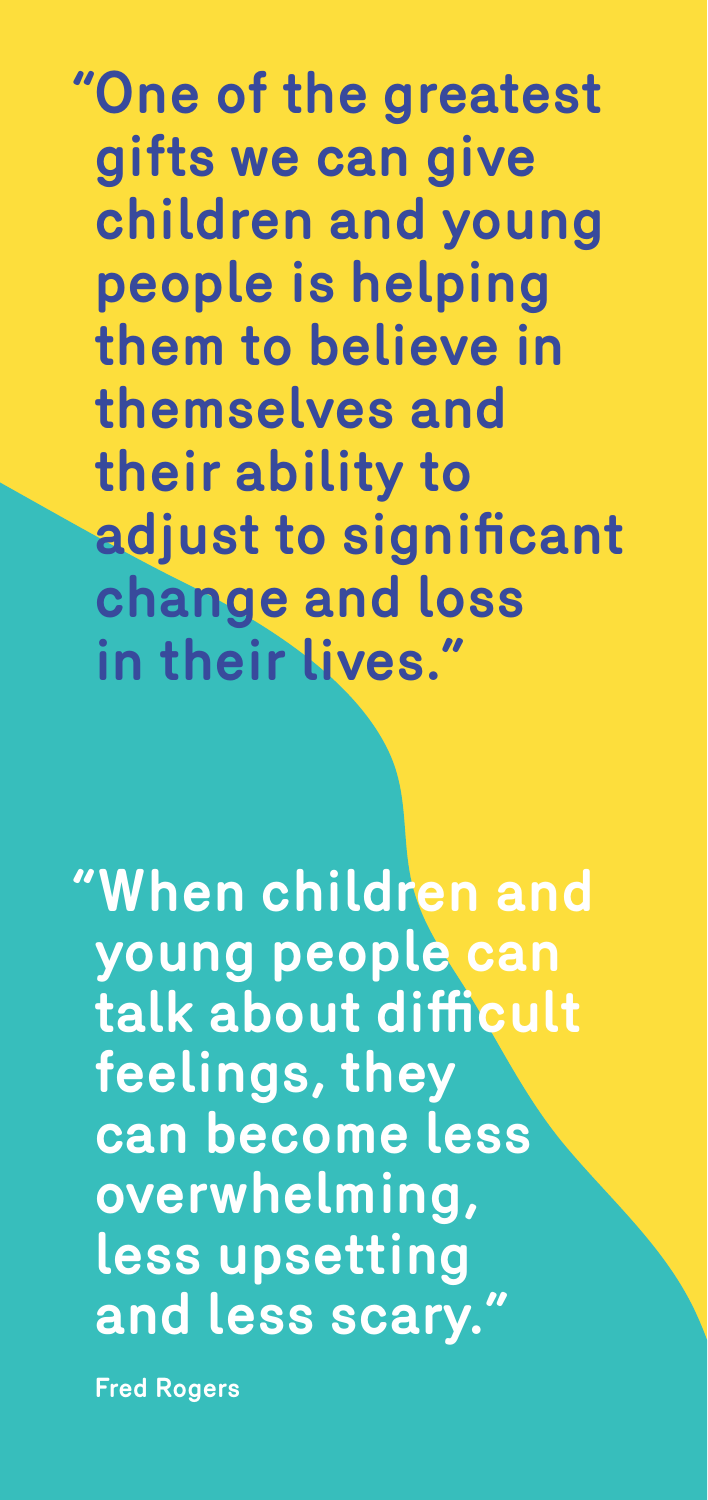**"One of the greatest gifts we can give children and young people is helping them to believe in themselves and their ability to adjust to significant change and loss in their lives."**

**"When children and young people can talk about difficult feelings, they can become less overwhelming, less upsetting and less scary."**

**Fred Rogers**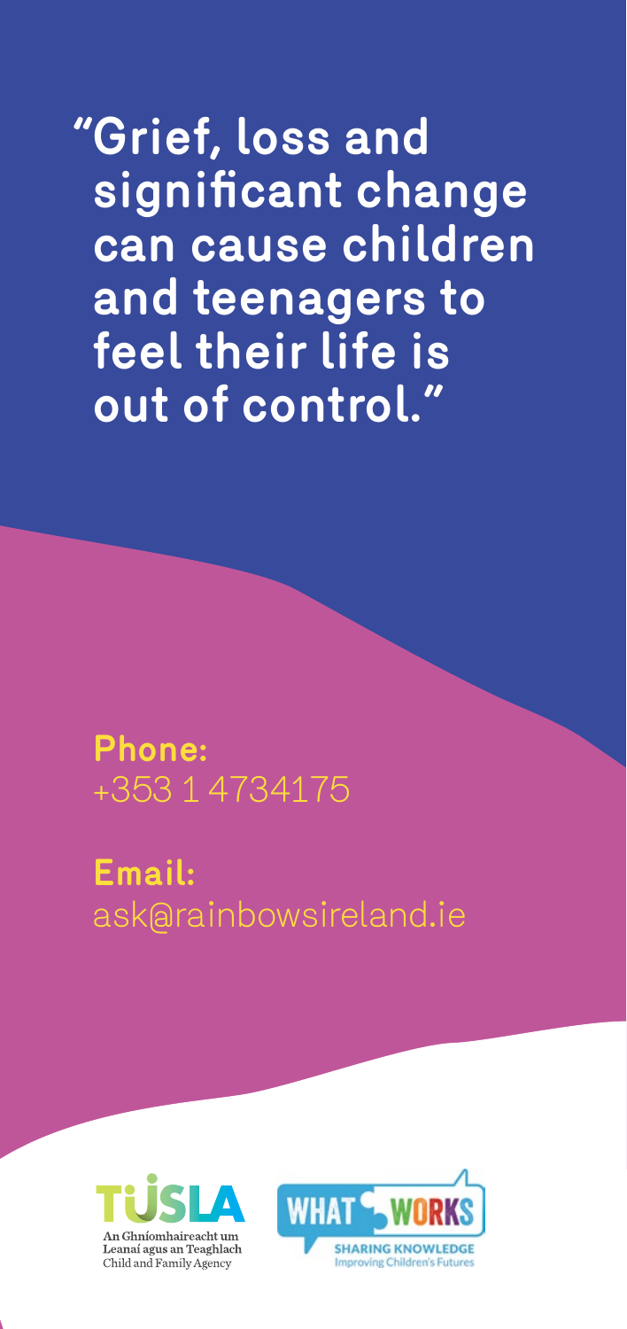**"Grief, loss and significant change can cause children and teenagers to feel their life is out of control."**

**Phone:**
+353 1 4734175

**Email:**
ask@rainbowsireland.ie

TUSLA
An Ghníomhaireacht um Leanaí agus an Teaghlach
Child and Family Agency

WHAT WORKS
SHARING KNOWLEDGE
Improving Children's Futures